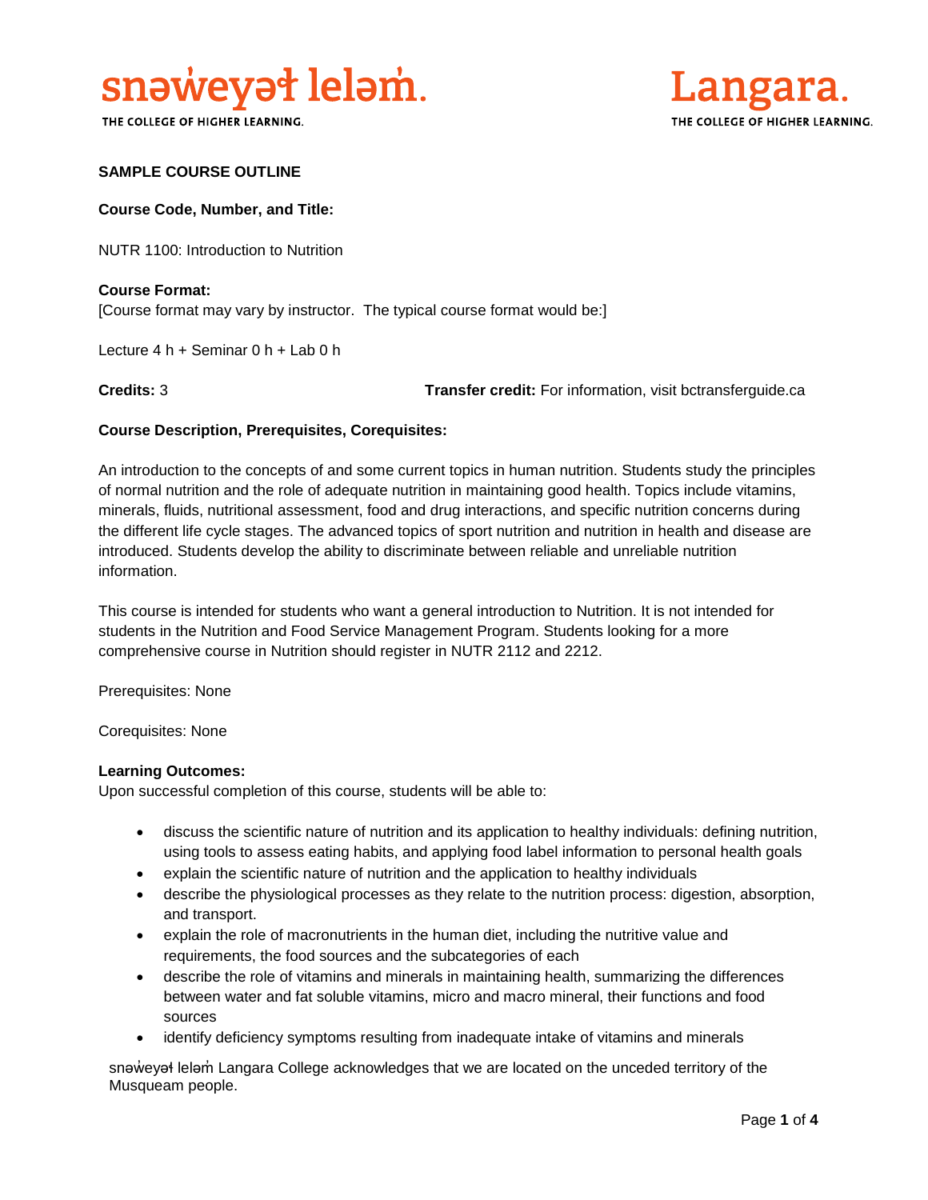**SAMPLE COURSE OUTLINE**

**Course Code, Number, and Title:**

NUTR 1100: Introduction to Nutrition

**Course Format:**
[Course format may vary by instructor. The typical course format would be:]

Lecture 4 h + Seminar 0 h + Lab 0 h

**Credits:** 3 **Transfer credit:** For information, visit bctransferguide.ca

**Course Description, Prerequisites, Corequisites:**

An introduction to the concepts of and some current topics in human nutrition. Students study the principles of normal nutrition and the role of adequate nutrition in maintaining good health. Topics include vitamins, minerals, fluids, nutritional assessment, food and drug interactions, and specific nutrition concerns during the different life cycle stages. The advanced topics of sport nutrition and nutrition in health and disease are introduced. Students develop the ability to discriminate between reliable and unreliable nutrition information.

This course is intended for students who want a general introduction to Nutrition. It is not intended for students in the Nutrition and Food Service Management Program. Students looking for a more comprehensive course in Nutrition should register in NUTR 2112 and 2212.

Prerequisites: None

Corequisites: None

**Learning Outcomes:**
Upon successful completion of this course, students will be able to:

- discuss the scientific nature of nutrition and its application to healthy individuals: defining nutrition, using tools to assess eating habits, and applying food label information to personal health goals
- explain the scientific nature of nutrition and the application to healthy individuals
- describe the physiological processes as they relate to the nutrition process: digestion, absorption, and transport.
- explain the role of macronutrients in the human diet, including the nutritive value and requirements, the food sources and the subcategories of each
- describe the role of vitamins and minerals in maintaining health, summarizing the differences between water and fat soluble vitamins, micro and macro mineral, their functions and food sources
- identify deficiency symptoms resulting from inadequate intake of vitamins and minerals

snəw̓eyəɬ leləm̓ Langara College acknowledges that we are located on the unceded territory of the Musqueam people.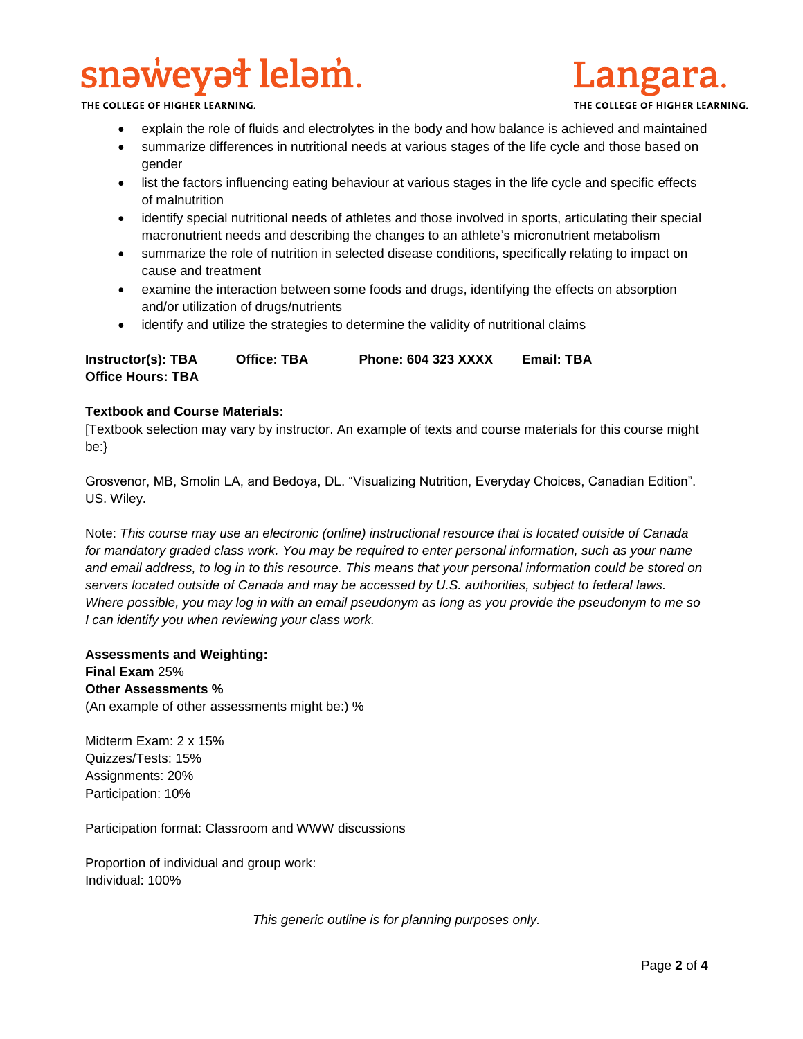- explain the role of fluids and electrolytes in the body and how balance is achieved and maintained
- summarize differences in nutritional needs at various stages of the life cycle and those based on gender
- list the factors influencing eating behaviour at various stages in the life cycle and specific effects of malnutrition
- identify special nutritional needs of athletes and those involved in sports, articulating their special macronutrient needs and describing the changes to an athlete's micronutrient metabolism
- summarize the role of nutrition in selected disease conditions, specifically relating to impact on cause and treatment
- examine the interaction between some foods and drugs, identifying the effects on absorption and/or utilization of drugs/nutrients
- identify and utilize the strategies to determine the validity of nutritional claims

**Instructor(s): TBA** **Office: TBA** **Phone: 604 323 XXXX** **Email: TBA**
**Office Hours: TBA**

**Textbook and Course Materials:**
[Textbook selection may vary by instructor. An example of texts and course materials for this course might be:}

Grosvenor, MB, Smolin LA, and Bedoya, DL. "Visualizing Nutrition, Everyday Choices, Canadian Edition". US. Wiley.

Note: *This course may use an electronic (online) instructional resource that is located outside of Canada for mandatory graded class work. You may be required to enter personal information, such as your name and email address, to log in to this resource. This means that your personal information could be stored on servers located outside of Canada and may be accessed by U.S. authorities, subject to federal laws. Where possible, you may log in with an email pseudonym as long as you provide the pseudonym to me so I can identify you when reviewing your class work.*

**Assessments and Weighting:**
**Final Exam** 25%
**Other Assessments %**
(An example of other assessments might be:) %

Midterm Exam: 2 x 15%
Quizzes/Tests: 15%
Assignments: 20%
Participation: 10%

Participation format: Classroom and WWW discussions

Proportion of individual and group work:
Individual: 100%

*This generic outline is for planning purposes only.*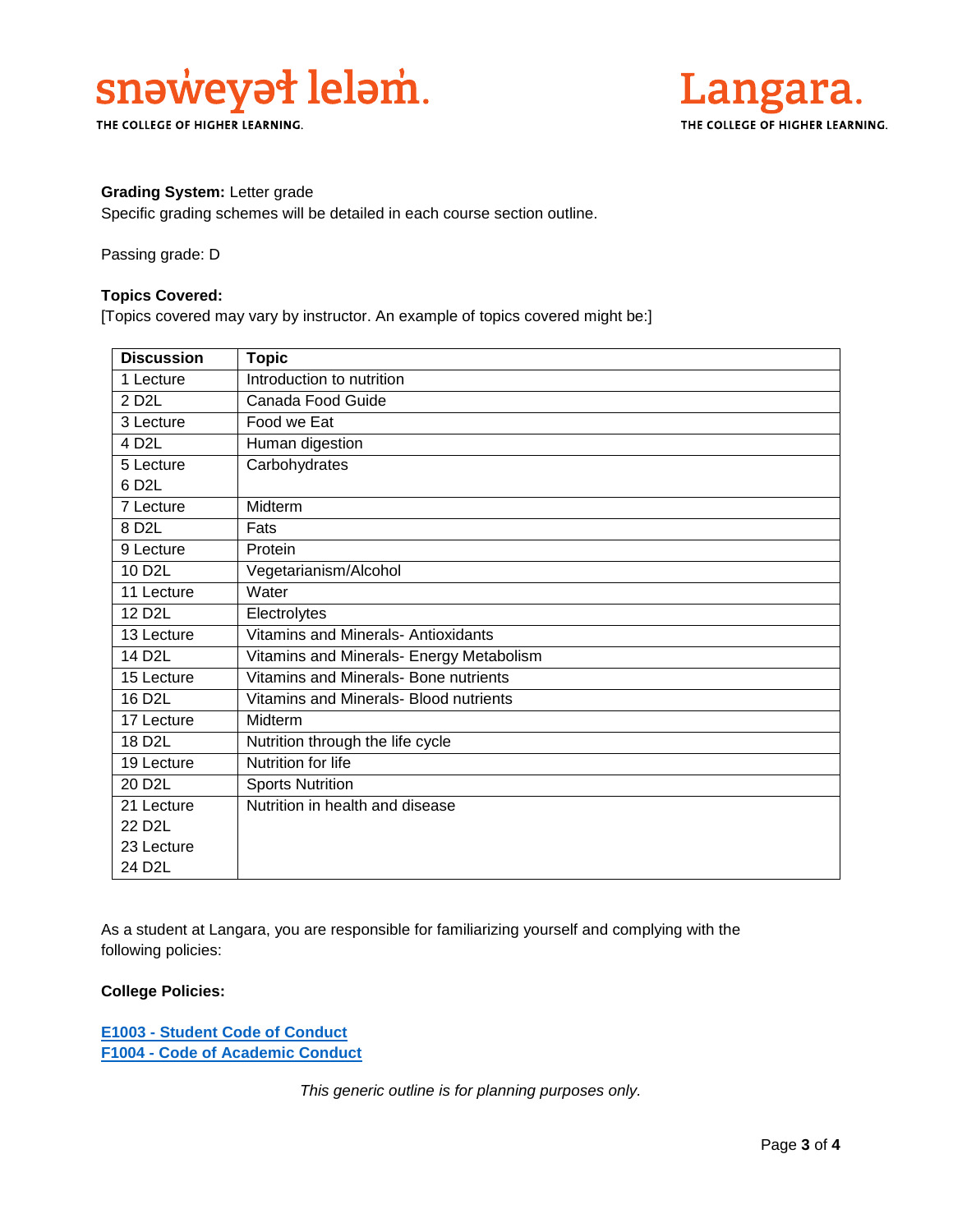**Grading System:** Letter grade
Specific grading schemes will be detailed in each course section outline.

Passing grade: D

**Topics Covered:**
[Topics covered may vary by instructor. An example of topics covered might be:]

| Discussion | Topic |
|---|---|
| 1 Lecture | Introduction to nutrition |
| 2 D2L | Canada Food Guide |
| 3 Lecture | Food we Eat |
| 4 D2L | Human digestion |
| 5 Lecture<br>6 D2L | Carbohydrates |
| 7 Lecture | Midterm |
| 8 D2L | Fats |
| 9 Lecture | Protein |
| 10 D2L | Vegetarianism/Alcohol |
| 11 Lecture | Water |
| 12 D2L | Electrolytes |
| 13 Lecture | Vitamins and Minerals- Antioxidants |
| 14 D2L | Vitamins and Minerals- Energy Metabolism |
| 15 Lecture | Vitamins and Minerals- Bone nutrients |
| 16 D2L | Vitamins and Minerals- Blood nutrients |
| 17 Lecture | Midterm |
| 18 D2L | Nutrition through the life cycle |
| 19 Lecture | Nutrition for life |
| 20 D2L | Sports Nutrition |
| 21 Lecture<br>22 D2L<br>23 Lecture<br>24 D2L | Nutrition in health and disease |

As a student at Langara, you are responsible for familiarizing yourself and complying with the following policies:

**College Policies:**

**E1003 - Student Code of Conduct**
**F1004 - Code of Academic Conduct**

*This generic outline is for planning purposes only.*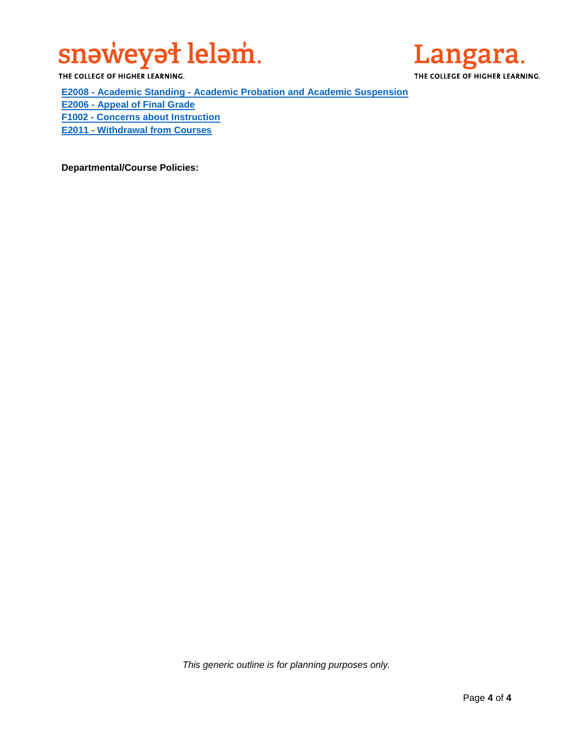**E2008 - Academic Standing - Academic Probation and Academic Suspension**
**E2006 - Appeal of Final Grade**
**F1002 - Concerns about Instruction**
**E2011 - Withdrawal from Courses**

**Departmental/Course Policies:**

*This generic outline is for planning purposes only.*